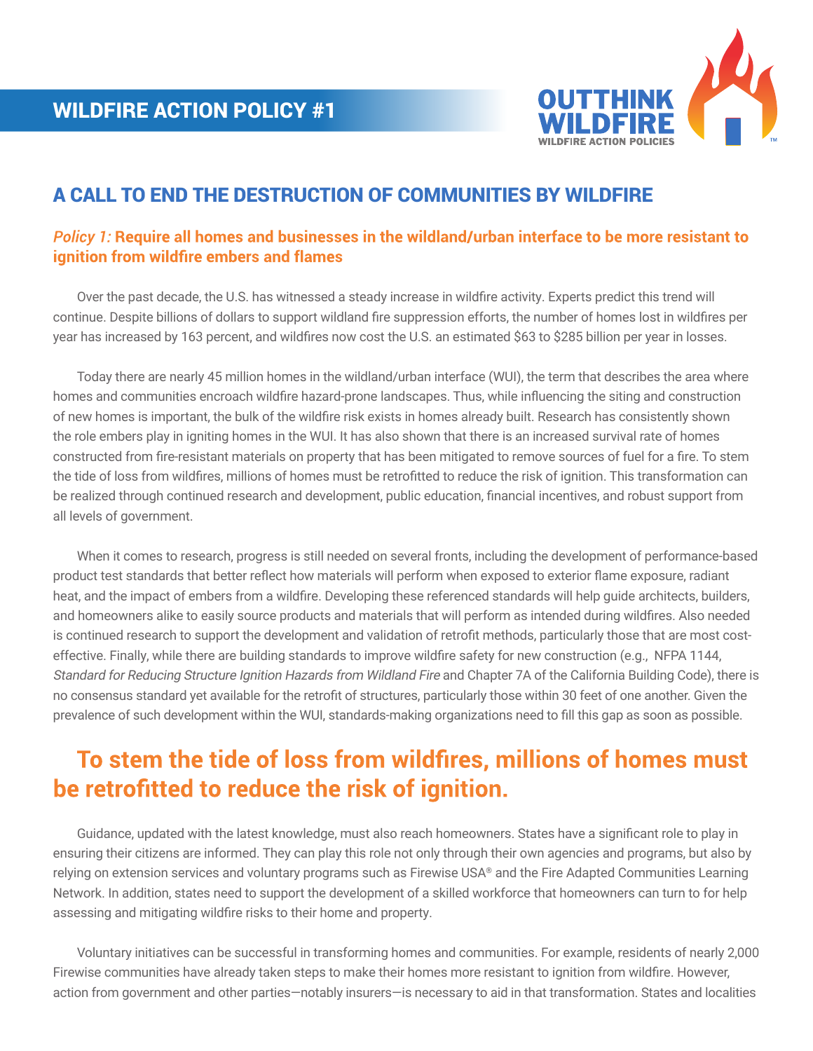## WILDFIRE ACTION POLICY #1

OUTTHINK WILDFIRE
WILDFIRE ACTION POLICIES

# A CALL TO END THE DESTRUCTION OF COMMUNITIES BY WILDFIRE

### *Policy 1:* **Require all homes and businesses in the wildland/urban interface to be more resistant to ignition from wildfire embers and flames**

Over the past decade, the U.S. has witnessed a steady increase in wildfire activity. Experts predict this trend will continue. Despite billions of dollars to support wildland fire suppression efforts, the number of homes lost in wildfires per year has increased by 163 percent, and wildfires now cost the U.S. an estimated $63 to $285 billion per year in losses.

Today there are nearly 45 million homes in the wildland/urban interface (WUI), the term that describes the area where homes and communities encroach wildfire hazard-prone landscapes. Thus, while influencing the siting and construction of new homes is important, the bulk of the wildfire risk exists in homes already built. Research has consistently shown the role embers play in igniting homes in the WUI. It has also shown that there is an increased survival rate of homes constructed from fire-resistant materials on property that has been mitigated to remove sources of fuel for a fire. To stem the tide of loss from wildfires, millions of homes must be retrofitted to reduce the risk of ignition. This transformation can be realized through continued research and development, public education, financial incentives, and robust support from all levels of government.

When it comes to research, progress is still needed on several fronts, including the development of performance-based product test standards that better reflect how materials will perform when exposed to exterior flame exposure, radiant heat, and the impact of embers from a wildfire. Developing these referenced standards will help guide architects, builders, and homeowners alike to easily source products and materials that will perform as intended during wildfires. Also needed is continued research to support the development and validation of retrofit methods, particularly those that are most cost-effective. Finally, while there are building standards to improve wildfire safety for new construction (e.g., NFPA 1144, *Standard for Reducing Structure Ignition Hazards from Wildland Fire* and Chapter 7A of the California Building Code), there is no consensus standard yet available for the retrofit of structures, particularly those within 30 feet of one another. Given the prevalence of such development within the WUI, standards-making organizations need to fill this gap as soon as possible.

## To stem the tide of loss from wildfires, millions of homes must be retrofitted to reduce the risk of ignition.

Guidance, updated with the latest knowledge, must also reach homeowners. States have a significant role to play in ensuring their citizens are informed. They can play this role not only through their own agencies and programs, but also by relying on extension services and voluntary programs such as Firewise USA® and the Fire Adapted Communities Learning Network. In addition, states need to support the development of a skilled workforce that homeowners can turn to for help assessing and mitigating wildfire risks to their home and property.

Voluntary initiatives can be successful in transforming homes and communities. For example, residents of nearly 2,000 Firewise communities have already taken steps to make their homes more resistant to ignition from wildfire. However, action from government and other parties—notably insurers—is necessary to aid in that transformation. States and localities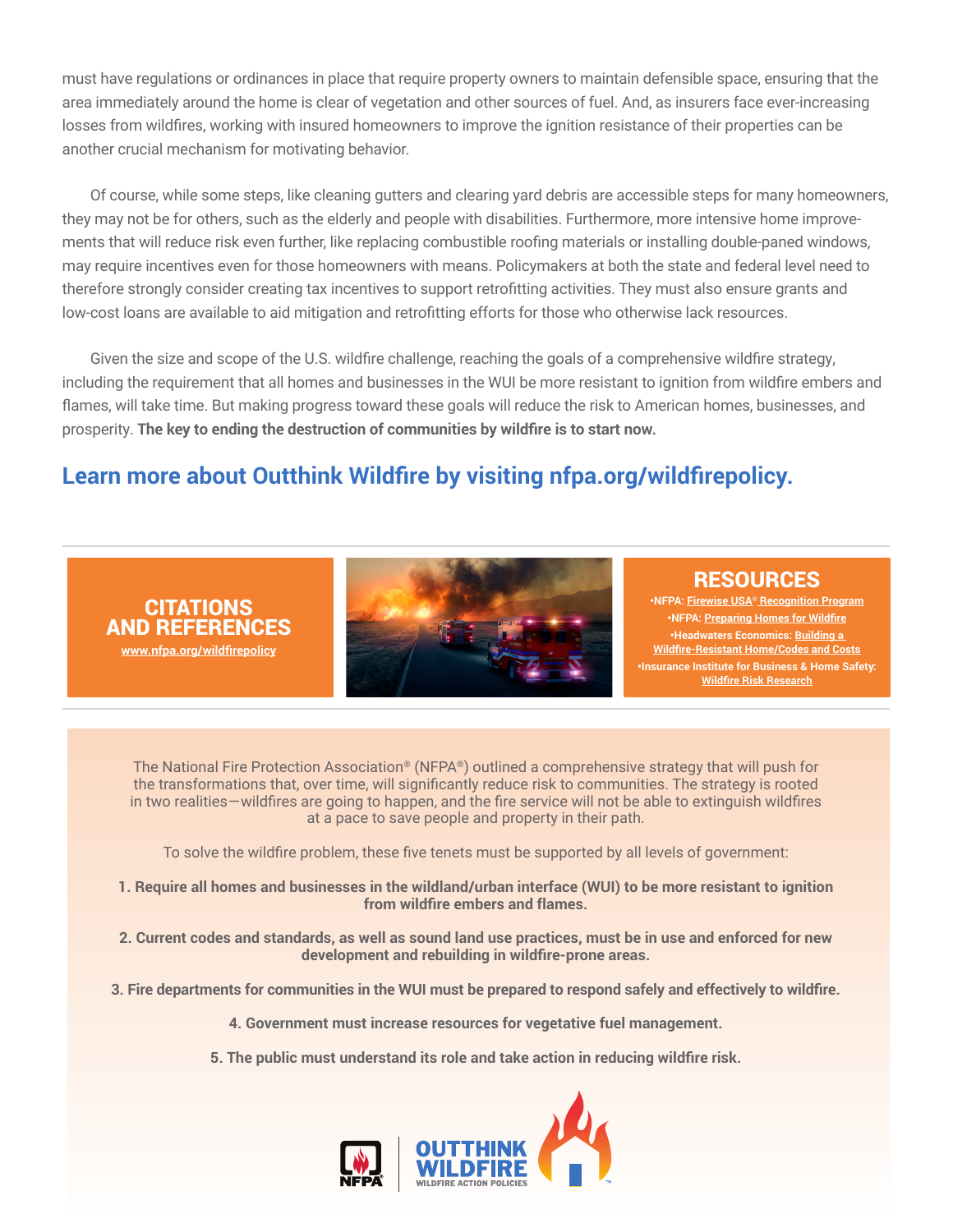must have regulations or ordinances in place that require property owners to maintain defensible space, ensuring that the area immediately around the home is clear of vegetation and other sources of fuel. And, as insurers face ever-increasing losses from wildfires, working with insured homeowners to improve the ignition resistance of their properties can be another crucial mechanism for motivating behavior.

Of course, while some steps, like cleaning gutters and clearing yard debris are accessible steps for many homeowners, they may not be for others, such as the elderly and people with disabilities. Furthermore, more intensive home improvements that will reduce risk even further, like replacing combustible roofing materials or installing double-paned windows, may require incentives even for those homeowners with means. Policymakers at both the state and federal level need to therefore strongly consider creating tax incentives to support retrofitting activities. They must also ensure grants and low-cost loans are available to aid mitigation and retrofitting efforts for those who otherwise lack resources.

Given the size and scope of the U.S. wildfire challenge, reaching the goals of a comprehensive wildfire strategy, including the requirement that all homes and businesses in the WUI be more resistant to ignition from wildfire embers and flames, will take time. But making progress toward these goals will reduce the risk to American homes, businesses, and prosperity. **The key to ending the destruction of communities by wildfire is to start now.**

## Learn more about Outthink Wildfire by visiting nfpa.org/wildfirepolicy.

### CITATIONS AND REFERENCES

www.nfpa.org/wildfirepolicy

### RESOURCES

- NFPA: Firewise USA® Recognition Program
- NFPA: Preparing Homes for Wildfire
- Headwaters Economics: Building a Wildfire-Resistant Home/Codes and Costs
- Insurance Institute for Business & Home Safety: Wildfire Risk Research

The National Fire Protection Association® (NFPA®) outlined a comprehensive strategy that will push for the transformations that, over time, will significantly reduce risk to communities. The strategy is rooted in two realities—wildfires are going to happen, and the fire service will not be able to extinguish wildfires at a pace to save people and property in their path.

To solve the wildfire problem, these five tenets must be supported by all levels of government:

1. **Require all homes and businesses in the wildland/urban interface (WUI) to be more resistant to ignition from wildfire embers and flames.**
2. **Current codes and standards, as well as sound land use practices, must be in use and enforced for new development and rebuilding in wildfire-prone areas.**
3. **Fire departments for communities in the WUI must be prepared to respond safely and effectively to wildfire.**
4. **Government must increase resources for vegetative fuel management.**
5. **The public must understand its role and take action in reducing wildfire risk.**

NFPA | OUTTHINK WILDFIRE — WILDFIRE ACTION POLICIES